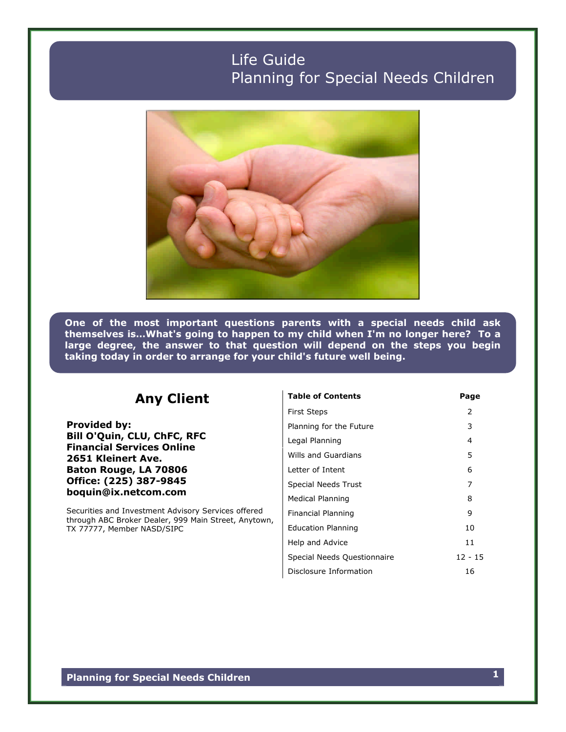# Life Guide
# Planning for Special Needs Children

**One of the most important questions parents with a special needs child ask themselves is...What's going to happen to my child when I'm no longer here? To a large degree, the answer to that question will depend on the steps you begin taking today in order to arrange for your child's future well being.**

## Any Client

**Provided by:**
**Bill O'Quin, CLU, ChFC, RFC**
**Financial Services Online**
**2651 Kleinert Ave.**
**Baton Rouge, LA 70806**
**Office: (225) 387-9845**
**boquin@ix.netcom.com**

Securities and Investment Advisory Services offered through ABC Broker Dealer, 999 Main Street, Anytown, TX 77777, Member NASD/SIPC

| Table of Contents | Page |
|---|---|
| First Steps | 2 |
| Planning for the Future | 3 |
| Legal Planning | 4 |
| Wills and Guardians | 5 |
| Letter of Intent | 6 |
| Special Needs Trust | 7 |
| Medical Planning | 8 |
| Financial Planning | 9 |
| Education Planning | 10 |
| Help and Advice | 11 |
| Special Needs Questionnaire | 12 - 15 |
| Disclosure Information | 16 |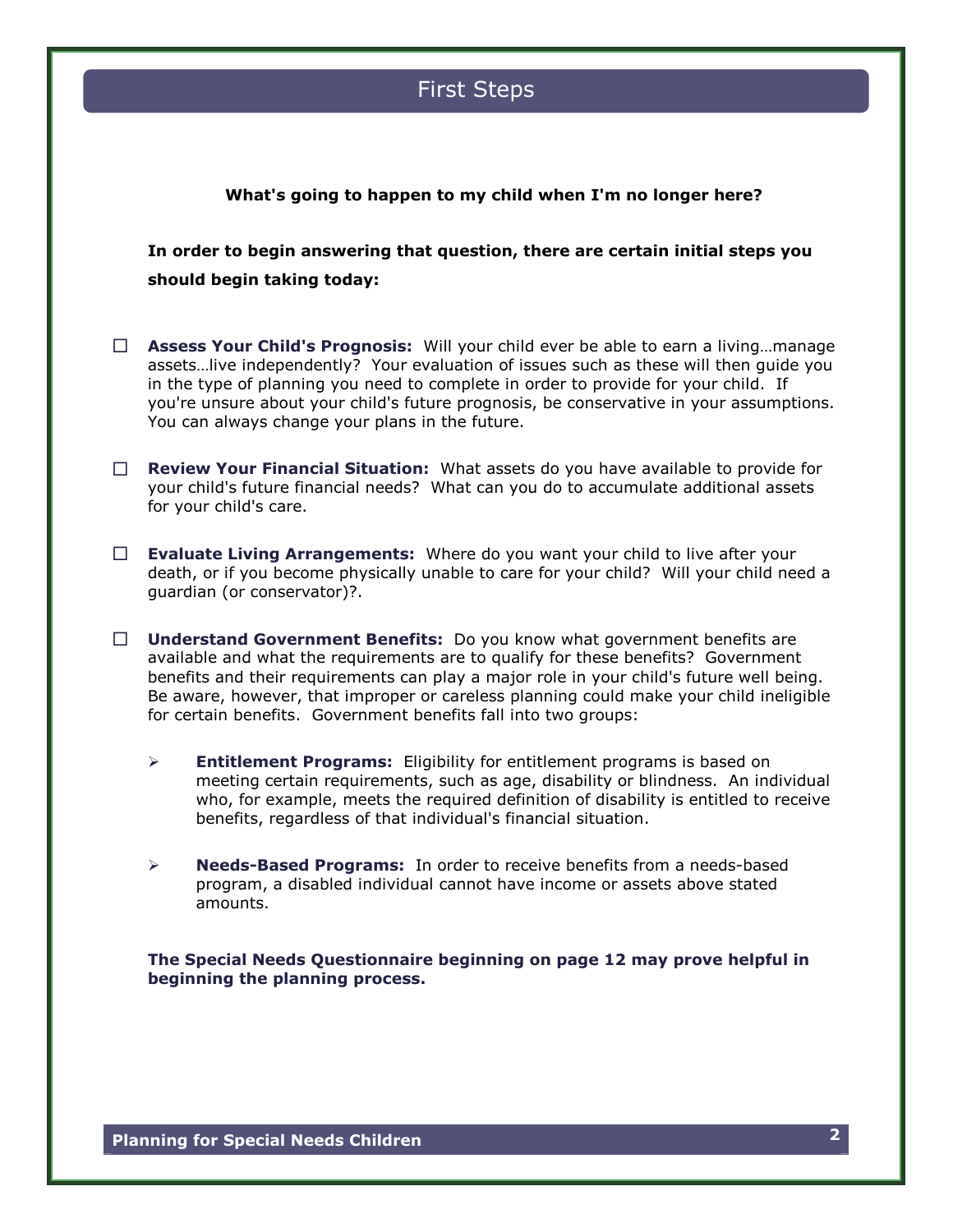# First Steps

**What's going to happen to my child when I'm no longer here?**

**In order to begin answering that question, there are certain initial steps you should begin taking today:**

- ☐ **Assess Your Child's Prognosis:** Will your child ever be able to earn a living…manage assets…live independently? Your evaluation of issues such as these will then guide you in the type of planning you need to complete in order to provide for your child. If you're unsure about your child's future prognosis, be conservative in your assumptions. You can always change your plans in the future.

- ☐ **Review Your Financial Situation:** What assets do you have available to provide for your child's future financial needs? What can you do to accumulate additional assets for your child's care.

- ☐ **Evaluate Living Arrangements:** Where do you want your child to live after your death, or if you become physically unable to care for your child? Will your child need a guardian (or conservator)?.

- ☐ **Understand Government Benefits:** Do you know what government benefits are available and what the requirements are to qualify for these benefits? Government benefits and their requirements can play a major role in your child's future well being. Be aware, however, that improper or careless planning could make your child ineligible for certain benefits. Government benefits fall into two groups:

  - **Entitlement Programs:** Eligibility for entitlement programs is based on meeting certain requirements, such as age, disability or blindness. An individual who, for example, meets the required definition of disability is entitled to receive benefits, regardless of that individual's financial situation.

  - **Needs-Based Programs:** In order to receive benefits from a needs-based program, a disabled individual cannot have income or assets above stated amounts.

**The Special Needs Questionnaire beginning on page 12 may prove helpful in beginning the planning process.**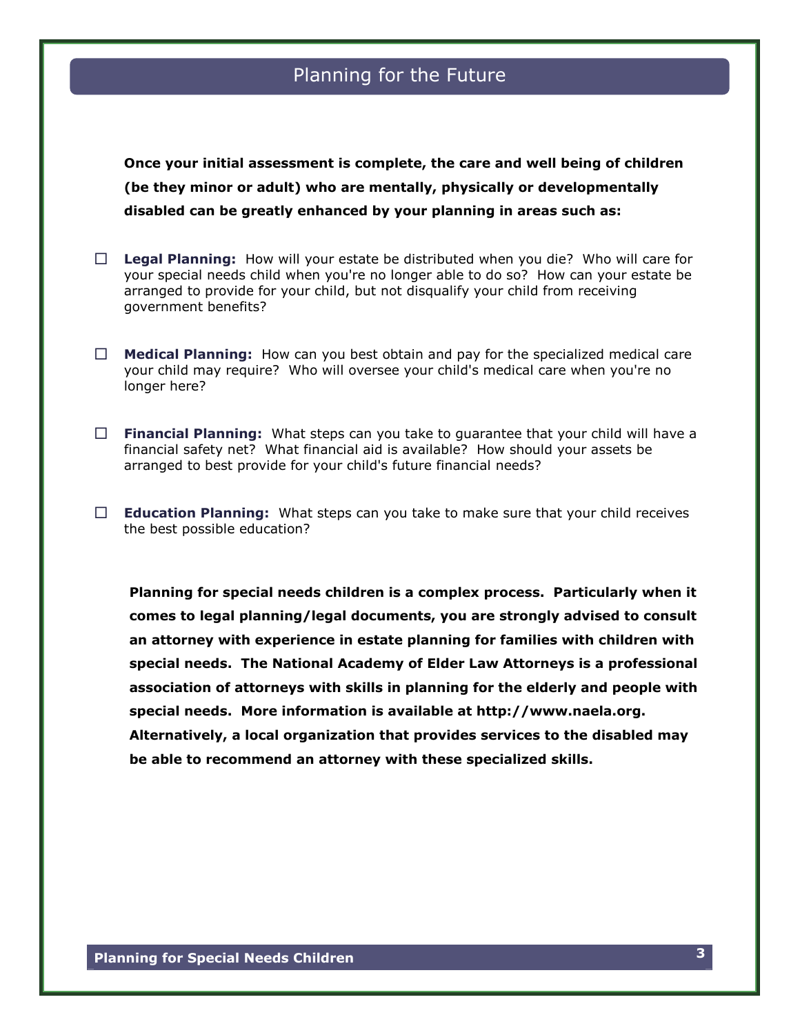# Planning for the Future

**Once your initial assessment is complete, the care and well being of children (be they minor or adult) who are mentally, physically or developmentally disabled can be greatly enhanced by your planning in areas such as:**

- ☐ **Legal Planning:** How will your estate be distributed when you die? Who will care for your special needs child when you're no longer able to do so? How can your estate be arranged to provide for your child, but not disqualify your child from receiving government benefits?

- ☐ **Medical Planning:** How can you best obtain and pay for the specialized medical care your child may require? Who will oversee your child's medical care when you're no longer here?

- ☐ **Financial Planning:** What steps can you take to guarantee that your child will have a financial safety net? What financial aid is available? How should your assets be arranged to best provide for your child's future financial needs?

- ☐ **Education Planning:** What steps can you take to make sure that your child receives the best possible education?

**Planning for special needs children is a complex process. Particularly when it comes to legal planning/legal documents, you are strongly advised to consult an attorney with experience in estate planning for families with children with special needs. The National Academy of Elder Law Attorneys is a professional association of attorneys with skills in planning for the elderly and people with special needs. More information is available at http://www.naela.org. Alternatively, a local organization that provides services to the disabled may be able to recommend an attorney with these specialized skills.**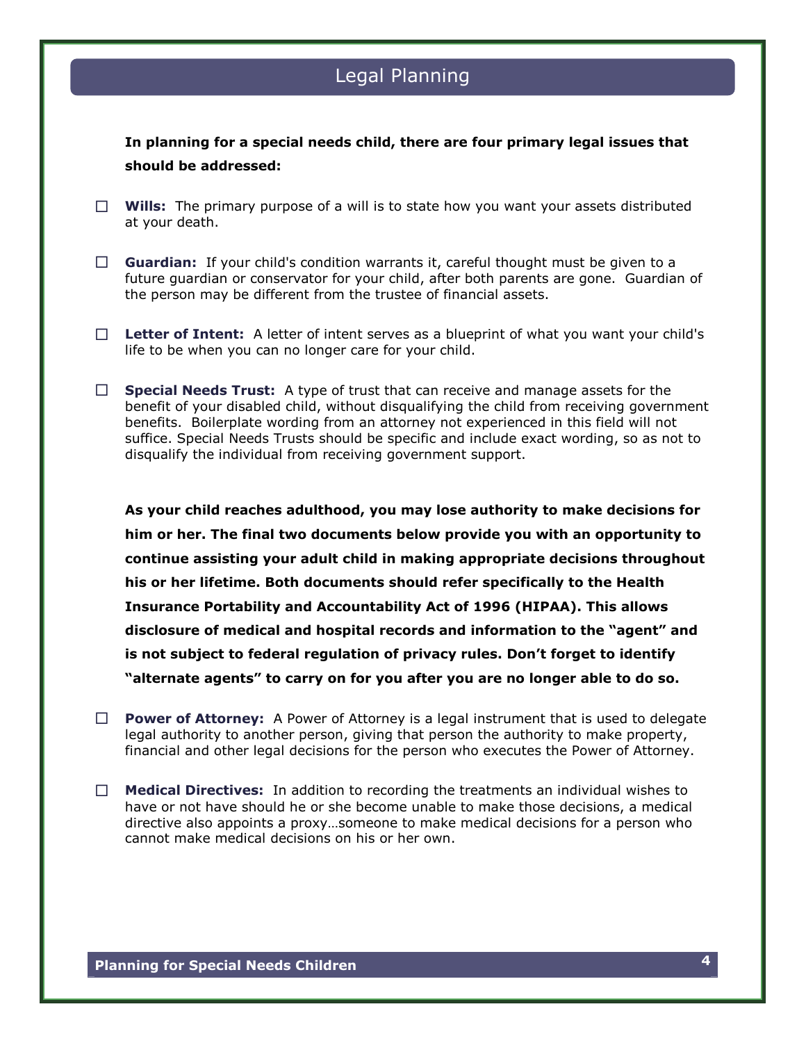# Legal Planning

**In planning for a special needs child, there are four primary legal issues that should be addressed:**

- ☐ **Wills:** The primary purpose of a will is to state how you want your assets distributed at your death.
- ☐ **Guardian:** If your child's condition warrants it, careful thought must be given to a future guardian or conservator for your child, after both parents are gone. Guardian of the person may be different from the trustee of financial assets.
- ☐ **Letter of Intent:** A letter of intent serves as a blueprint of what you want your child's life to be when you can no longer care for your child.
- ☐ **Special Needs Trust:** A type of trust that can receive and manage assets for the benefit of your disabled child, without disqualifying the child from receiving government benefits. Boilerplate wording from an attorney not experienced in this field will not suffice. Special Needs Trusts should be specific and include exact wording, so as not to disqualify the individual from receiving government support.

**As your child reaches adulthood, you may lose authority to make decisions for him or her. The final two documents below provide you with an opportunity to continue assisting your adult child in making appropriate decisions throughout his or her lifetime. Both documents should refer specifically to the Health Insurance Portability and Accountability Act of 1996 (HIPAA). This allows disclosure of medical and hospital records and information to the "agent" and is not subject to federal regulation of privacy rules. Don't forget to identify "alternate agents" to carry on for you after you are no longer able to do so.**

- ☐ **Power of Attorney:** A Power of Attorney is a legal instrument that is used to delegate legal authority to another person, giving that person the authority to make property, financial and other legal decisions for the person who executes the Power of Attorney.
- ☐ **Medical Directives:** In addition to recording the treatments an individual wishes to have or not have should he or she become unable to make those decisions, a medical directive also appoints a proxy…someone to make medical decisions for a person who cannot make medical decisions on his or her own.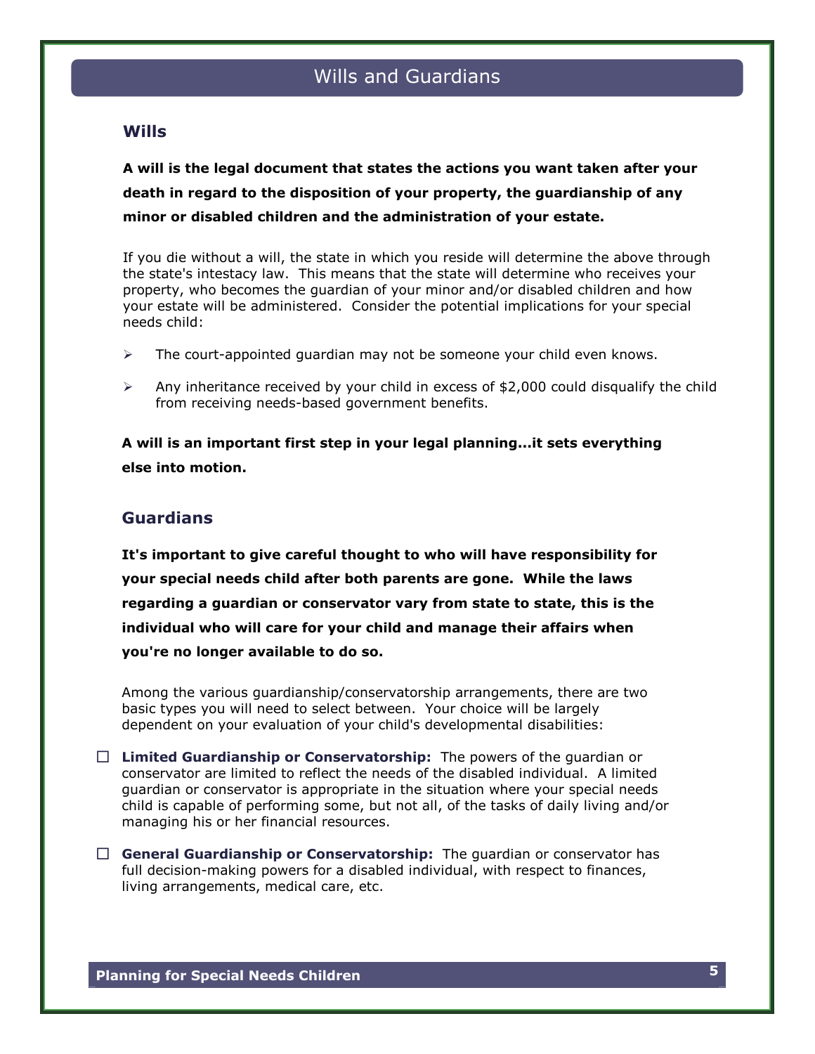# Wills and Guardians

## Wills

**A will is the legal document that states the actions you want taken after your death in regard to the disposition of your property, the guardianship of any minor or disabled children and the administration of your estate.**

If you die without a will, the state in which you reside will determine the above through the state's intestacy law. This means that the state will determine who receives your property, who becomes the guardian of your minor and/or disabled children and how your estate will be administered. Consider the potential implications for your special needs child:

- The court-appointed guardian may not be someone your child even knows.
- Any inheritance received by your child in excess of $2,000 could disqualify the child from receiving needs-based government benefits.

**A will is an important first step in your legal planning…it sets everything else into motion.**

## Guardians

**It's important to give careful thought to who will have responsibility for your special needs child after both parents are gone. While the laws regarding a guardian or conservator vary from state to state, this is the individual who will care for your child and manage their affairs when you're no longer available to do so.**

Among the various guardianship/conservatorship arrangements, there are two basic types you will need to select between. Your choice will be largely dependent on your evaluation of your child's developmental disabilities:

- ☐ **Limited Guardianship or Conservatorship:** The powers of the guardian or conservator are limited to reflect the needs of the disabled individual. A limited guardian or conservator is appropriate in the situation where your special needs child is capable of performing some, but not all, of the tasks of daily living and/or managing his or her financial resources.
- ☐ **General Guardianship or Conservatorship:** The guardian or conservator has full decision-making powers for a disabled individual, with respect to finances, living arrangements, medical care, etc.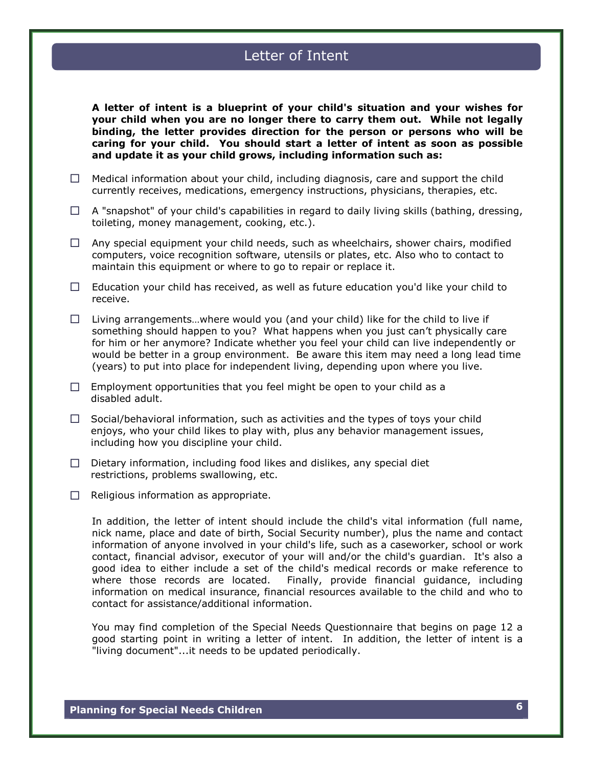# Letter of Intent

**A letter of intent is a blueprint of your child's situation and your wishes for your child when you are no longer there to carry them out. While not legally binding, the letter provides direction for the person or persons who will be caring for your child. You should start a letter of intent as soon as possible and update it as your child grows, including information such as:**

- ☐ Medical information about your child, including diagnosis, care and support the child currently receives, medications, emergency instructions, physicians, therapies, etc.
- ☐ A "snapshot" of your child's capabilities in regard to daily living skills (bathing, dressing, toileting, money management, cooking, etc.).
- ☐ Any special equipment your child needs, such as wheelchairs, shower chairs, modified computers, voice recognition software, utensils or plates, etc. Also who to contact to maintain this equipment or where to go to repair or replace it.
- ☐ Education your child has received, as well as future education you'd like your child to receive.
- ☐ Living arrangements…where would you (and your child) like for the child to live if something should happen to you? What happens when you just can't physically care for him or her anymore? Indicate whether you feel your child can live independently or would be better in a group environment. Be aware this item may need a long lead time (years) to put into place for independent living, depending upon where you live.
- ☐ Employment opportunities that you feel might be open to your child as a disabled adult.
- ☐ Social/behavioral information, such as activities and the types of toys your child enjoys, who your child likes to play with, plus any behavior management issues, including how you discipline your child.
- ☐ Dietary information, including food likes and dislikes, any special diet restrictions, problems swallowing, etc.
- ☐ Religious information as appropriate.

In addition, the letter of intent should include the child's vital information (full name, nick name, place and date of birth, Social Security number), plus the name and contact information of anyone involved in your child's life, such as a caseworker, school or work contact, financial advisor, executor of your will and/or the child's guardian. It's also a good idea to either include a set of the child's medical records or make reference to where those records are located. Finally, provide financial guidance, including information on medical insurance, financial resources available to the child and who to contact for assistance/additional information.

You may find completion of the Special Needs Questionnaire that begins on page 12 a good starting point in writing a letter of intent. In addition, the letter of intent is a "living document"...it needs to be updated periodically.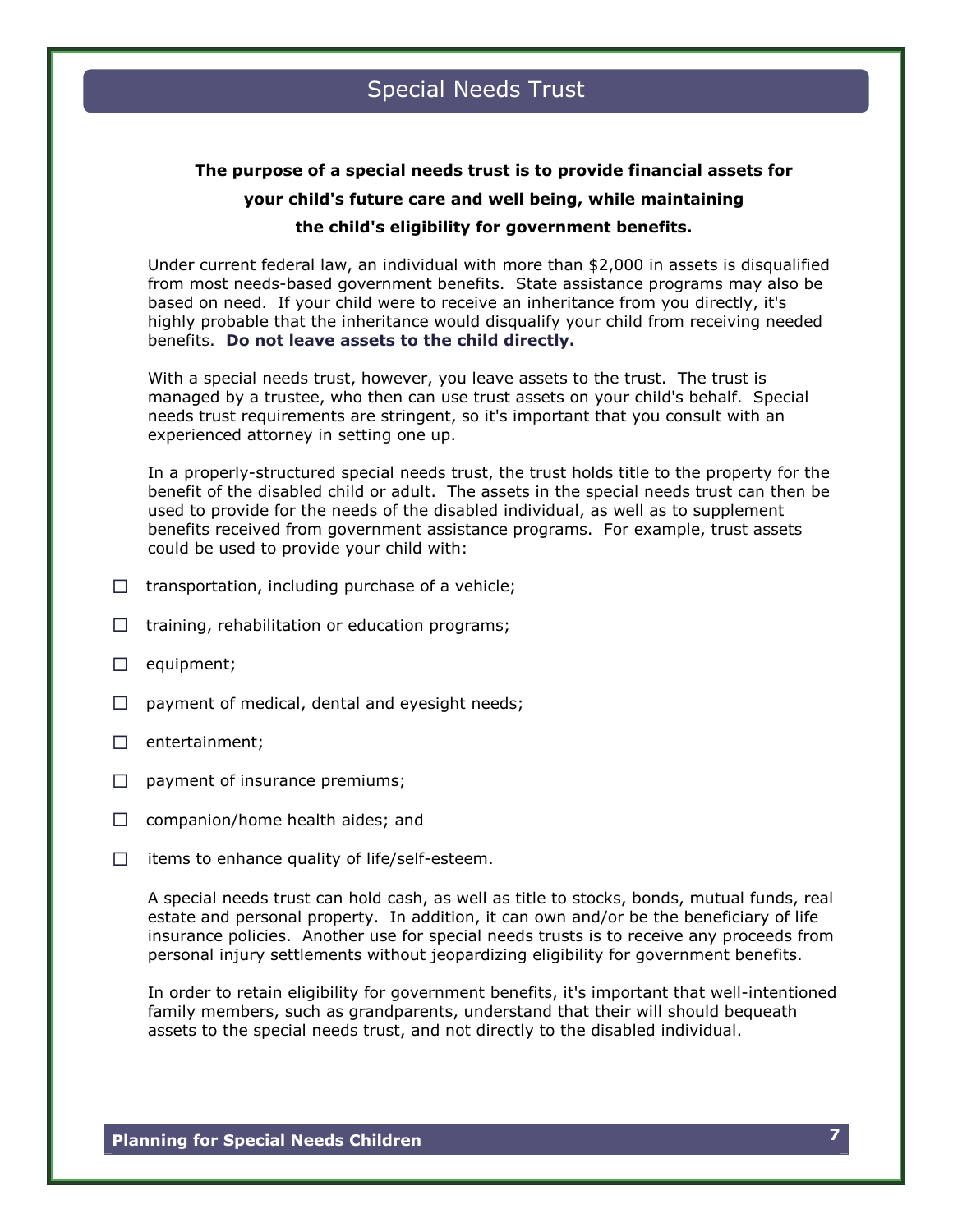# Special Needs Trust

**The purpose of a special needs trust is to provide financial assets for your child's future care and well being, while maintaining the child's eligibility for government benefits.**

Under current federal law, an individual with more than $2,000 in assets is disqualified from most needs-based government benefits. State assistance programs may also be based on need. If your child were to receive an inheritance from you directly, it's highly probable that the inheritance would disqualify your child from receiving needed benefits. **Do not leave assets to the child directly.**

With a special needs trust, however, you leave assets to the trust. The trust is managed by a trustee, who then can use trust assets on your child's behalf. Special needs trust requirements are stringent, so it's important that you consult with an experienced attorney in setting one up.

In a properly-structured special needs trust, the trust holds title to the property for the benefit of the disabled child or adult. The assets in the special needs trust can then be used to provide for the needs of the disabled individual, as well as to supplement benefits received from government assistance programs. For example, trust assets could be used to provide your child with:

- ☐ transportation, including purchase of a vehicle;
- ☐ training, rehabilitation or education programs;
- ☐ equipment;
- ☐ payment of medical, dental and eyesight needs;
- ☐ entertainment;
- ☐ payment of insurance premiums;
- ☐ companion/home health aides; and
- ☐ items to enhance quality of life/self-esteem.

A special needs trust can hold cash, as well as title to stocks, bonds, mutual funds, real estate and personal property. In addition, it can own and/or be the beneficiary of life insurance policies. Another use for special needs trusts is to receive any proceeds from personal injury settlements without jeopardizing eligibility for government benefits.

In order to retain eligibility for government benefits, it's important that well-intentioned family members, such as grandparents, understand that their will should bequeath assets to the special needs trust, and not directly to the disabled individual.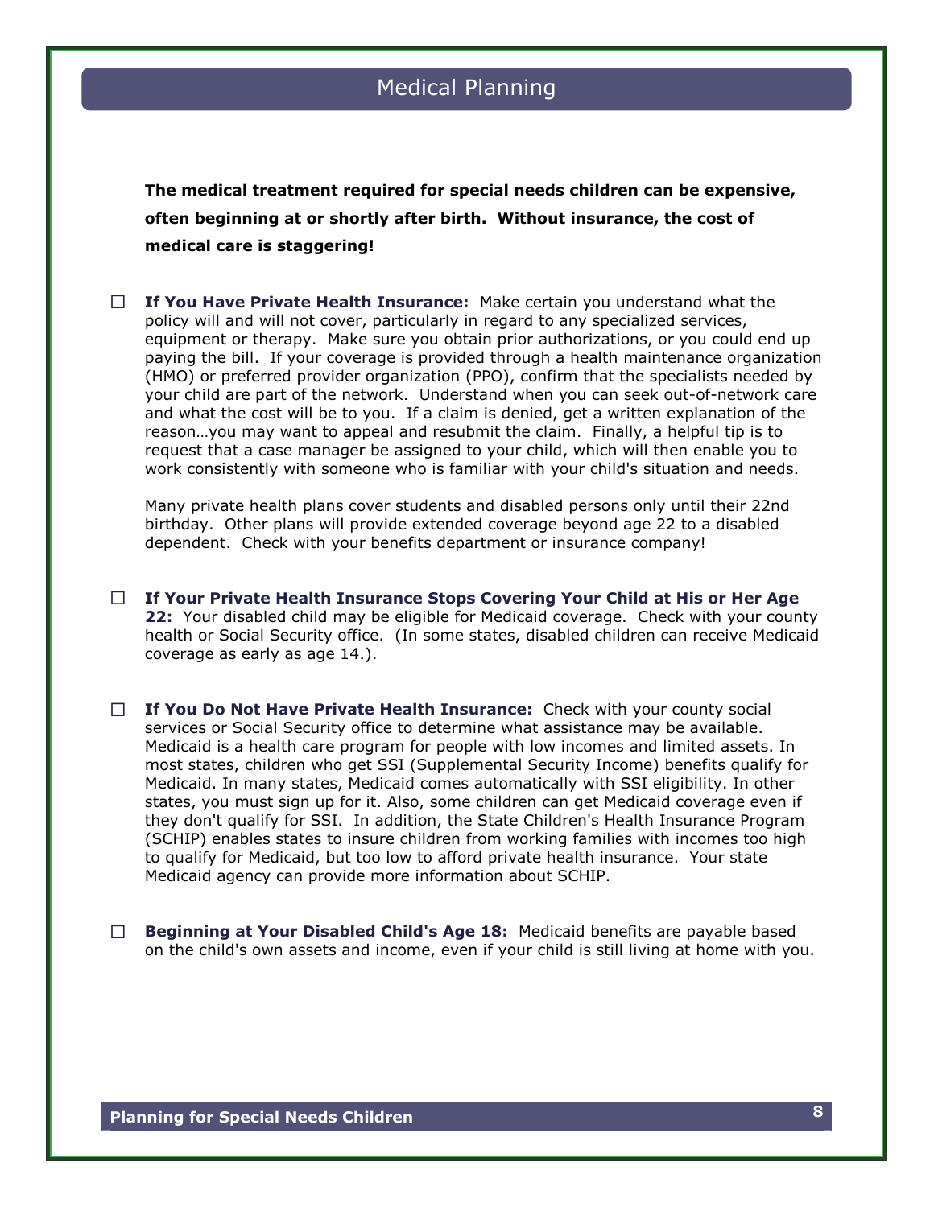# Medical Planning

**The medical treatment required for special needs children can be expensive, often beginning at or shortly after birth. Without insurance, the cost of medical care is staggering!**

- ☐ **If You Have Private Health Insurance:** Make certain you understand what the policy will and will not cover, particularly in regard to any specialized services, equipment or therapy. Make sure you obtain prior authorizations, or you could end up paying the bill. If your coverage is provided through a health maintenance organization (HMO) or preferred provider organization (PPO), confirm that the specialists needed by your child are part of the network. Understand when you can seek out-of-network care and what the cost will be to you. If a claim is denied, get a written explanation of the reason…you may want to appeal and resubmit the claim. Finally, a helpful tip is to request that a case manager be assigned to your child, which will then enable you to work consistently with someone who is familiar with your child's situation and needs.

  Many private health plans cover students and disabled persons only until their 22nd birthday. Other plans will provide extended coverage beyond age 22 to a disabled dependent. Check with your benefits department or insurance company!

- ☐ **If Your Private Health Insurance Stops Covering Your Child at His or Her Age 22:** Your disabled child may be eligible for Medicaid coverage. Check with your county health or Social Security office. (In some states, disabled children can receive Medicaid coverage as early as age 14.).

- ☐ **If You Do Not Have Private Health Insurance:** Check with your county social services or Social Security office to determine what assistance may be available. Medicaid is a health care program for people with low incomes and limited assets. In most states, children who get SSI (Supplemental Security Income) benefits qualify for Medicaid. In many states, Medicaid comes automatically with SSI eligibility. In other states, you must sign up for it. Also, some children can get Medicaid coverage even if they don't qualify for SSI. In addition, the State Children's Health Insurance Program (SCHIP) enables states to insure children from working families with incomes too high to qualify for Medicaid, but too low to afford private health insurance. Your state Medicaid agency can provide more information about SCHIP.

- ☐ **Beginning at Your Disabled Child's Age 18:** Medicaid benefits are payable based on the child's own assets and income, even if your child is still living at home with you.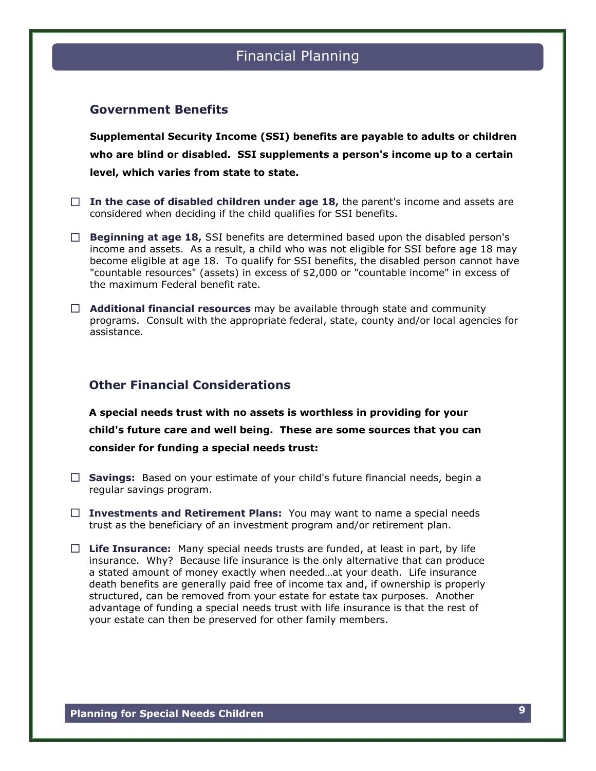# Financial Planning

## Government Benefits

**Supplemental Security Income (SSI) benefits are payable to adults or children who are blind or disabled. SSI supplements a person's income up to a certain level, which varies from state to state.**

- ☐ **In the case of disabled children under age 18,** the parent's income and assets are considered when deciding if the child qualifies for SSI benefits.
- ☐ **Beginning at age 18,** SSI benefits are determined based upon the disabled person's income and assets. As a result, a child who was not eligible for SSI before age 18 may become eligible at age 18. To qualify for SSI benefits, the disabled person cannot have "countable resources" (assets) in excess of $2,000 or "countable income" in excess of the maximum Federal benefit rate.
- ☐ **Additional financial resources** may be available through state and community programs. Consult with the appropriate federal, state, county and/or local agencies for assistance.

## Other Financial Considerations

**A special needs trust with no assets is worthless in providing for your child's future care and well being. These are some sources that you can consider for funding a special needs trust:**

- ☐ **Savings:** Based on your estimate of your child's future financial needs, begin a regular savings program.
- ☐ **Investments and Retirement Plans:** You may want to name a special needs trust as the beneficiary of an investment program and/or retirement plan.
- ☐ **Life Insurance:** Many special needs trusts are funded, at least in part, by life insurance. Why? Because life insurance is the only alternative that can produce a stated amount of money exactly when needed…at your death. Life insurance death benefits are generally paid free of income tax and, if ownership is properly structured, can be removed from your estate for estate tax purposes. Another advantage of funding a special needs trust with life insurance is that the rest of your estate can then be preserved for other family members.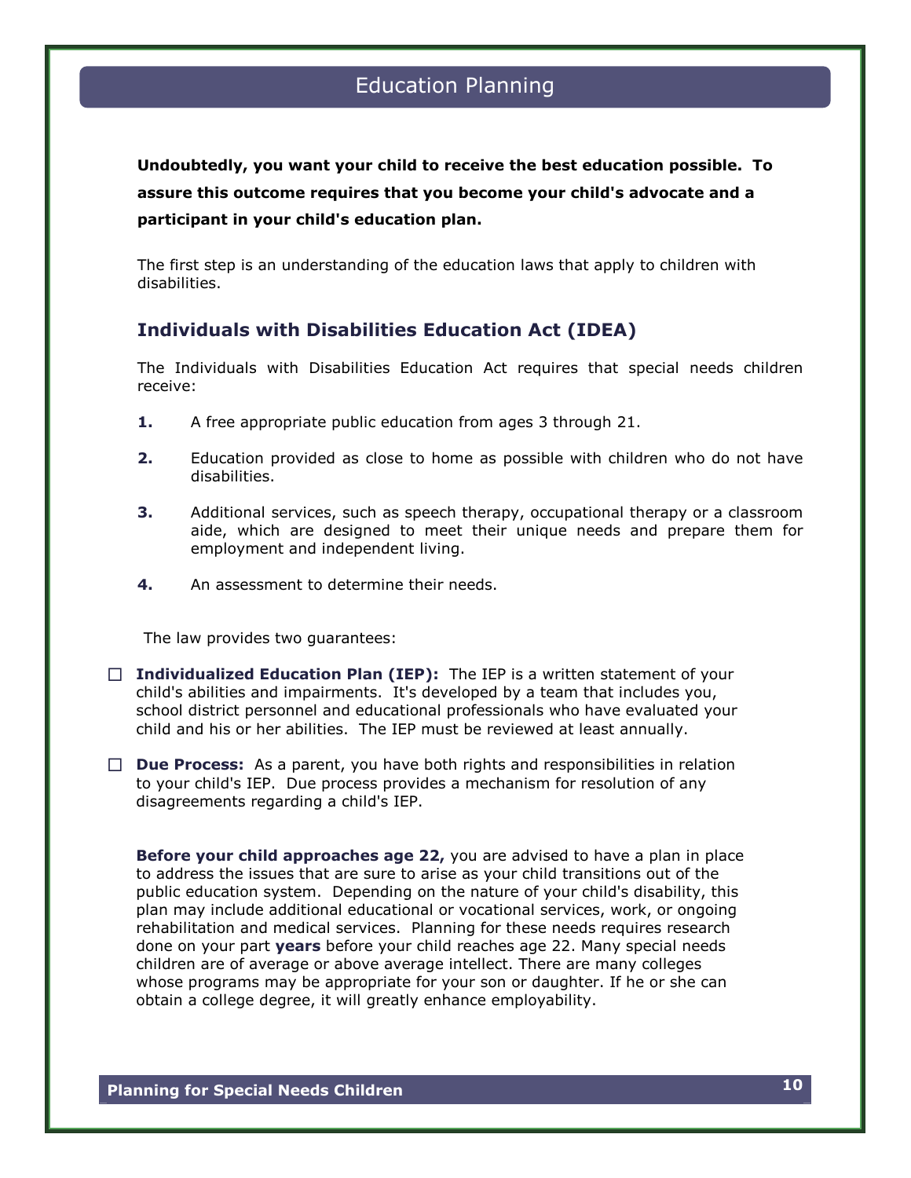# Education Planning

**Undoubtedly, you want your child to receive the best education possible. To assure this outcome requires that you become your child's advocate and a participant in your child's education plan.**

The first step is an understanding of the education laws that apply to children with disabilities.

## Individuals with Disabilities Education Act (IDEA)

The Individuals with Disabilities Education Act requires that special needs children receive:

1. A free appropriate public education from ages 3 through 21.
2. Education provided as close to home as possible with children who do not have disabilities.
3. Additional services, such as speech therapy, occupational therapy or a classroom aide, which are designed to meet their unique needs and prepare them for employment and independent living.
4. An assessment to determine their needs.

The law provides two guarantees:

- ☐ **Individualized Education Plan (IEP):** The IEP is a written statement of your child's abilities and impairments. It's developed by a team that includes you, school district personnel and educational professionals who have evaluated your child and his or her abilities. The IEP must be reviewed at least annually.
- ☐ **Due Process:** As a parent, you have both rights and responsibilities in relation to your child's IEP. Due process provides a mechanism for resolution of any disagreements regarding a child's IEP.

**Before your child approaches age 22,** you are advised to have a plan in place to address the issues that are sure to arise as your child transitions out of the public education system. Depending on the nature of your child's disability, this plan may include additional educational or vocational services, work, or ongoing rehabilitation and medical services. Planning for these needs requires research done on your part **years** before your child reaches age 22. Many special needs children are of average or above average intellect. There are many colleges whose programs may be appropriate for your son or daughter. If he or she can obtain a college degree, it will greatly enhance employability.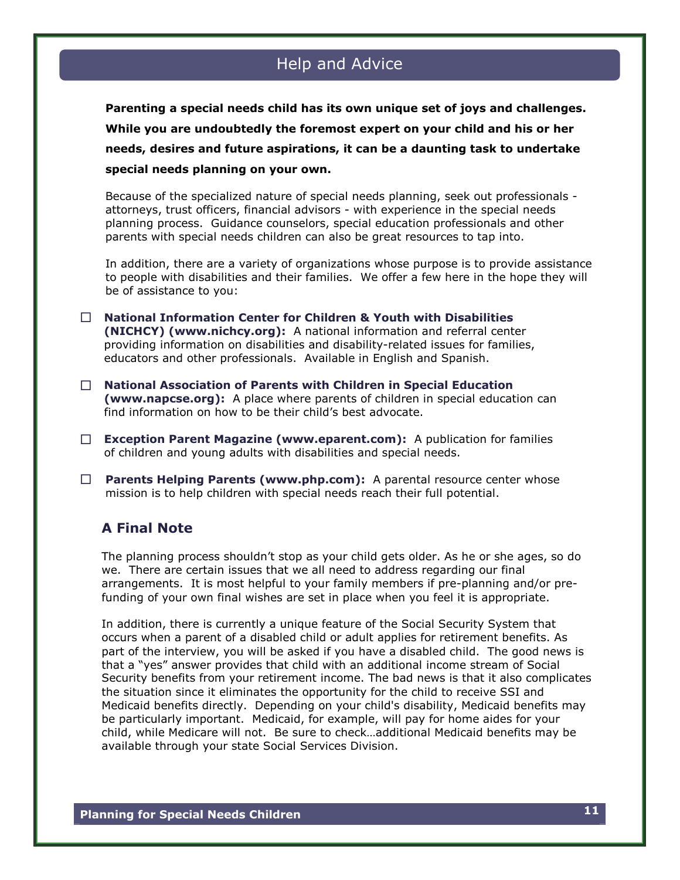# Help and Advice

**Parenting a special needs child has its own unique set of joys and challenges. While you are undoubtedly the foremost expert on your child and his or her needs, desires and future aspirations, it can be a daunting task to undertake special needs planning on your own.**

Because of the specialized nature of special needs planning, seek out professionals - attorneys, trust officers, financial advisors - with experience in the special needs planning process. Guidance counselors, special education professionals and other parents with special needs children can also be great resources to tap into.

In addition, there are a variety of organizations whose purpose is to provide assistance to people with disabilities and their families. We offer a few here in the hope they will be of assistance to you:

- ☐ **National Information Center for Children & Youth with Disabilities (NICHCY) (www.nichcy.org):** A national information and referral center providing information on disabilities and disability-related issues for families, educators and other professionals. Available in English and Spanish.
- ☐ **National Association of Parents with Children in Special Education (www.napcse.org):** A place where parents of children in special education can find information on how to be their child's best advocate.
- ☐ **Exception Parent Magazine (www.eparent.com):** A publication for families of children and young adults with disabilities and special needs.
- ☐ **Parents Helping Parents (www.php.com):** A parental resource center whose mission is to help children with special needs reach their full potential.

## A Final Note

The planning process shouldn't stop as your child gets older. As he or she ages, so do we. There are certain issues that we all need to address regarding our final arrangements. It is most helpful to your family members if pre-planning and/or pre-funding of your own final wishes are set in place when you feel it is appropriate.

In addition, there is currently a unique feature of the Social Security System that occurs when a parent of a disabled child or adult applies for retirement benefits. As part of the interview, you will be asked if you have a disabled child. The good news is that a "yes" answer provides that child with an additional income stream of Social Security benefits from your retirement income. The bad news is that it also complicates the situation since it eliminates the opportunity for the child to receive SSI and Medicaid benefits directly. Depending on your child's disability, Medicaid benefits may be particularly important. Medicaid, for example, will pay for home aides for your child, while Medicare will not. Be sure to check…additional Medicaid benefits may be available through your state Social Services Division.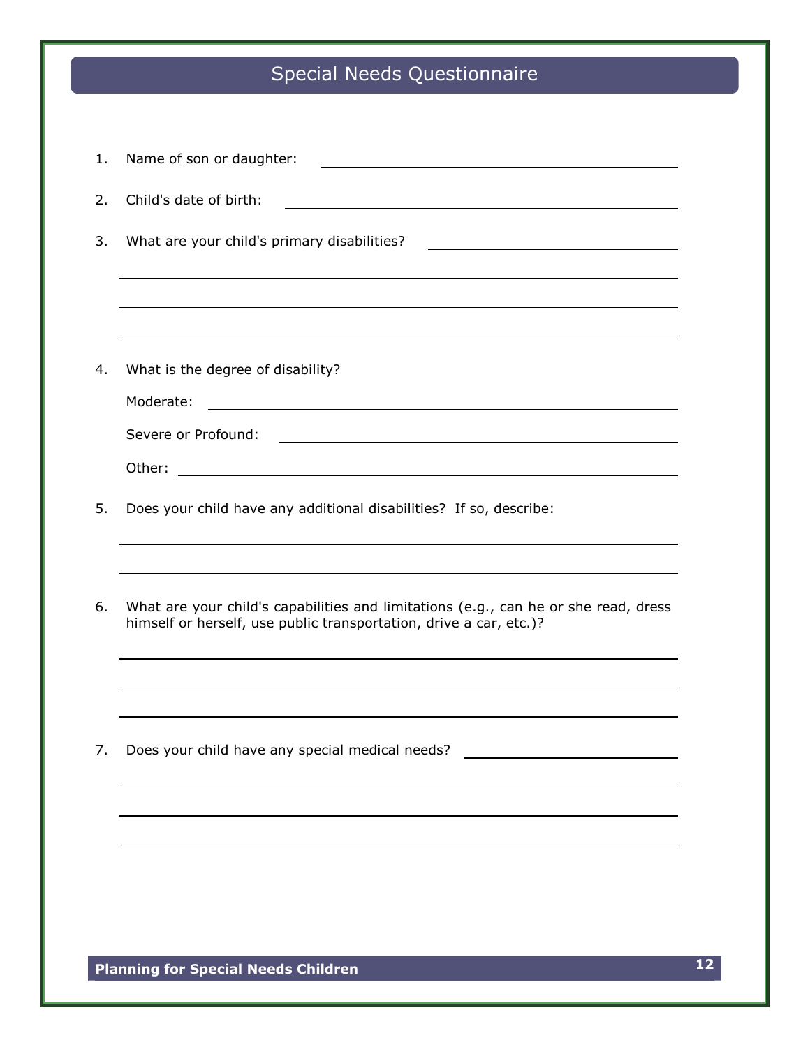# Special Needs Questionnaire

1. Name of son or daughter: ______________________________

2. Child's date of birth: ______________________________

3. What are your child's primary disabilities? ______________________________

   ______________________________

   ______________________________

   ______________________________

4. What is the degree of disability?

   Moderate: ______________________________

   Severe or Profound: ______________________________

   Other: ______________________________

5. Does your child have any additional disabilities? If so, describe:

   ______________________________

   ______________________________

6. What are your child's capabilities and limitations (e.g., can he or she read, dress himself or herself, use public transportation, drive a car, etc.)?

   ______________________________

   ______________________________

   ______________________________

7. Does your child have any special medical needs? ______________________________

   ______________________________

   ______________________________

   ______________________________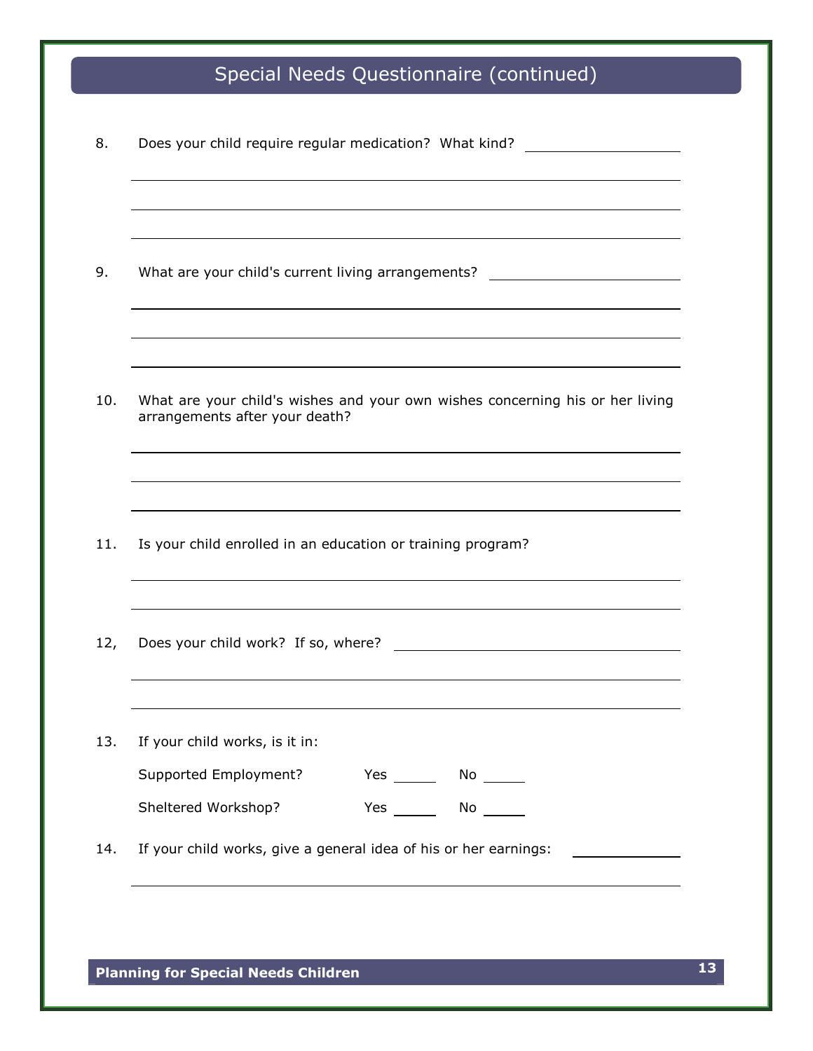## Special Needs Questionnaire (continued)

8. Does your child require regular medication? What kind? ____________________

____________________________________________________________

____________________________________________________________

____________________________________________________________

9. What are your child's current living arrangements? ____________________

____________________________________________________________

____________________________________________________________

____________________________________________________________

10. What are your child's wishes and your own wishes concerning his or her living arrangements after your death?

____________________________________________________________

____________________________________________________________

____________________________________________________________

11. Is your child enrolled in an education or training program?

____________________________________________________________

____________________________________________________________

12, Does your child work? If so, where? ____________________

____________________________________________________________

____________________________________________________________

13. If your child works, is it in:

Supported Employment? Yes _____ No _____

Sheltered Workshop? Yes _____ No _____

14. If your child works, give a general idea of his or her earnings: ____________

____________________________________________________________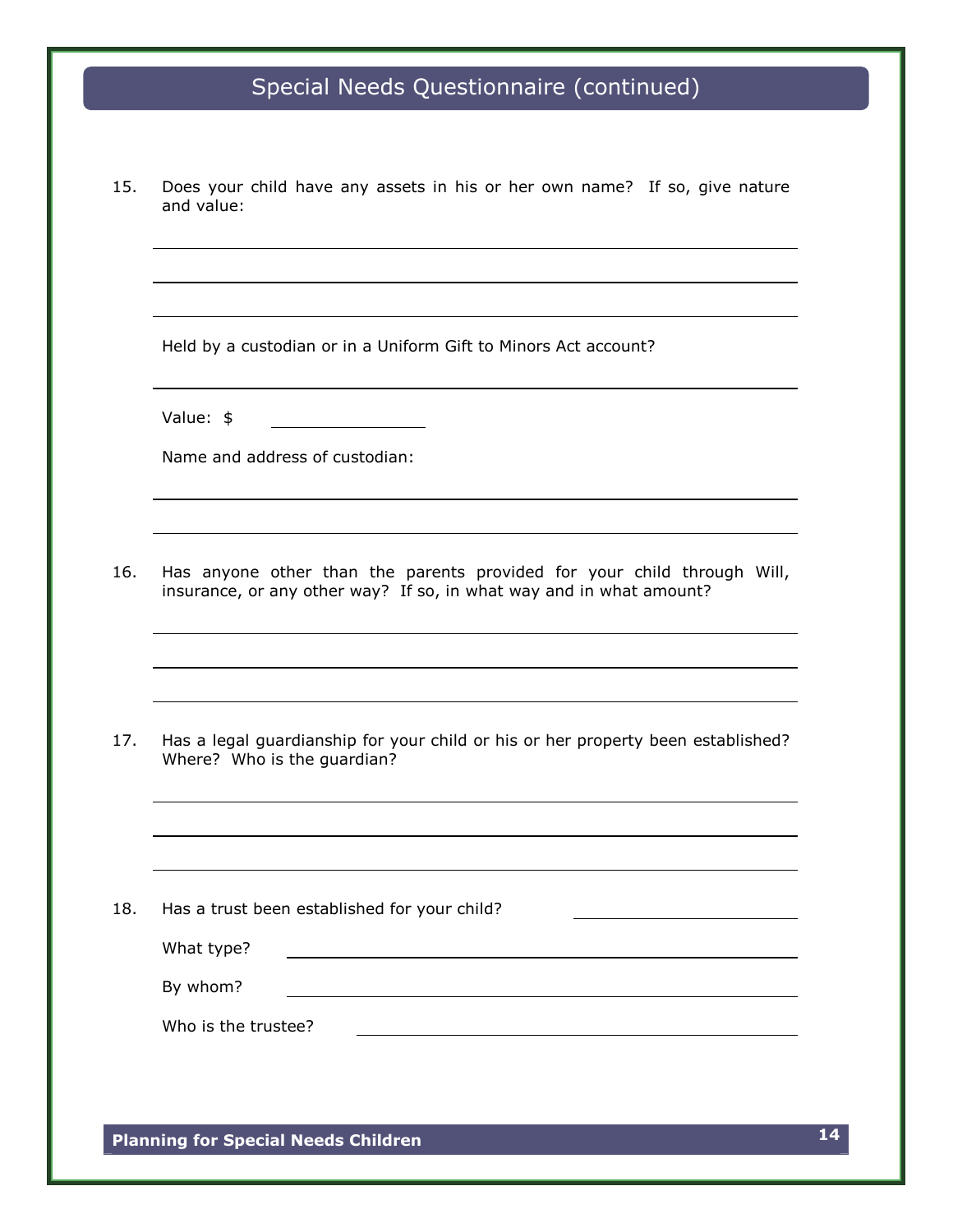## Special Needs Questionnaire (continued)

15. Does your child have any assets in his or her own name? If so, give nature and value:

    \_\_\_\_\_\_\_\_\_\_\_\_\_\_\_\_\_\_\_\_\_\_\_\_\_\_\_\_\_\_\_\_\_\_\_\_\_\_\_\_\_\_\_\_\_\_\_\_\_\_\_\_\_\_\_\_

    \_\_\_\_\_\_\_\_\_\_\_\_\_\_\_\_\_\_\_\_\_\_\_\_\_\_\_\_\_\_\_\_\_\_\_\_\_\_\_\_\_\_\_\_\_\_\_\_\_\_\_\_\_\_\_\_

    \_\_\_\_\_\_\_\_\_\_\_\_\_\_\_\_\_\_\_\_\_\_\_\_\_\_\_\_\_\_\_\_\_\_\_\_\_\_\_\_\_\_\_\_\_\_\_\_\_\_\_\_\_\_\_\_

    Held by a custodian or in a Uniform Gift to Minors Act account?

    \_\_\_\_\_\_\_\_\_\_\_\_\_\_\_\_\_\_\_\_\_\_\_\_\_\_\_\_\_\_\_\_\_\_\_\_\_\_\_\_\_\_\_\_\_\_\_\_\_\_\_\_\_\_\_\_

    Value: $ \_\_\_\_\_\_\_\_\_\_\_\_\_\_\_

    Name and address of custodian:

    \_\_\_\_\_\_\_\_\_\_\_\_\_\_\_\_\_\_\_\_\_\_\_\_\_\_\_\_\_\_\_\_\_\_\_\_\_\_\_\_\_\_\_\_\_\_\_\_\_\_\_\_\_\_\_\_

    \_\_\_\_\_\_\_\_\_\_\_\_\_\_\_\_\_\_\_\_\_\_\_\_\_\_\_\_\_\_\_\_\_\_\_\_\_\_\_\_\_\_\_\_\_\_\_\_\_\_\_\_\_\_\_\_

16. Has anyone other than the parents provided for your child through Will, insurance, or any other way? If so, in what way and in what amount?

    \_\_\_\_\_\_\_\_\_\_\_\_\_\_\_\_\_\_\_\_\_\_\_\_\_\_\_\_\_\_\_\_\_\_\_\_\_\_\_\_\_\_\_\_\_\_\_\_\_\_\_\_\_\_\_\_

    \_\_\_\_\_\_\_\_\_\_\_\_\_\_\_\_\_\_\_\_\_\_\_\_\_\_\_\_\_\_\_\_\_\_\_\_\_\_\_\_\_\_\_\_\_\_\_\_\_\_\_\_\_\_\_\_

    \_\_\_\_\_\_\_\_\_\_\_\_\_\_\_\_\_\_\_\_\_\_\_\_\_\_\_\_\_\_\_\_\_\_\_\_\_\_\_\_\_\_\_\_\_\_\_\_\_\_\_\_\_\_\_\_

17. Has a legal guardianship for your child or his or her property been established? Where? Who is the guardian?

    \_\_\_\_\_\_\_\_\_\_\_\_\_\_\_\_\_\_\_\_\_\_\_\_\_\_\_\_\_\_\_\_\_\_\_\_\_\_\_\_\_\_\_\_\_\_\_\_\_\_\_\_\_\_\_\_

    \_\_\_\_\_\_\_\_\_\_\_\_\_\_\_\_\_\_\_\_\_\_\_\_\_\_\_\_\_\_\_\_\_\_\_\_\_\_\_\_\_\_\_\_\_\_\_\_\_\_\_\_\_\_\_\_

    \_\_\_\_\_\_\_\_\_\_\_\_\_\_\_\_\_\_\_\_\_\_\_\_\_\_\_\_\_\_\_\_\_\_\_\_\_\_\_\_\_\_\_\_\_\_\_\_\_\_\_\_\_\_\_\_

18. Has a trust been established for your child? \_\_\_\_\_\_\_\_\_\_\_\_\_\_\_\_\_\_\_\_

    What type? \_\_\_\_\_\_\_\_\_\_\_\_\_\_\_\_\_\_\_\_\_\_\_\_\_\_\_\_\_\_\_\_\_\_\_\_\_\_\_\_\_\_\_\_

    By whom? \_\_\_\_\_\_\_\_\_\_\_\_\_\_\_\_\_\_\_\_\_\_\_\_\_\_\_\_\_\_\_\_\_\_\_\_\_\_\_\_\_\_\_\_

    Who is the trustee? \_\_\_\_\_\_\_\_\_\_\_\_\_\_\_\_\_\_\_\_\_\_\_\_\_\_\_\_\_\_\_\_\_\_\_\_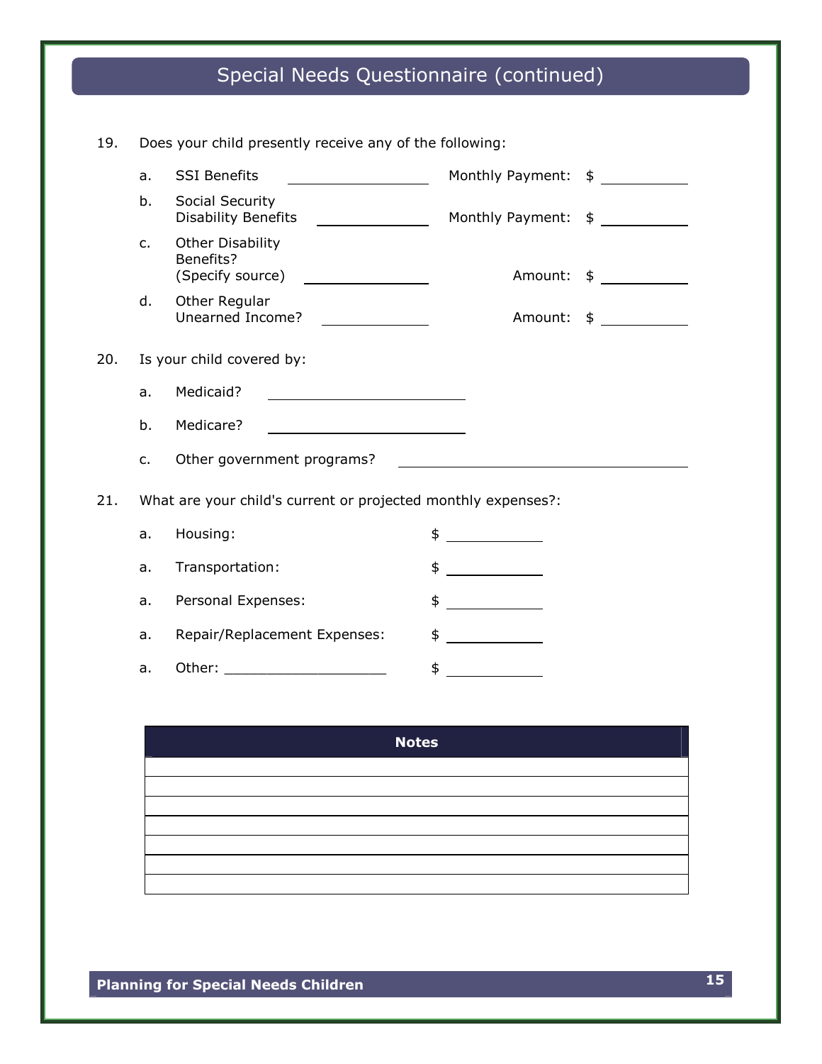## Special Needs Questionnaire (continued)

19. Does your child presently receive any of the following:

    a. SSI Benefits \_\_\_\_\_\_\_\_\_\_\_\_\_\_\_ Monthly Payment: $ \_\_\_\_\_\_\_\_\_\_

    b. Social Security Disability Benefits \_\_\_\_\_\_\_\_\_\_\_\_\_\_\_ Monthly Payment: $ \_\_\_\_\_\_\_\_\_\_

    c. Other Disability Benefits? (Specify source) \_\_\_\_\_\_\_\_\_\_\_\_\_\_\_ Amount: $ \_\_\_\_\_\_\_\_\_\_

    d. Other Regular Unearned Income? \_\_\_\_\_\_\_\_\_\_\_\_\_\_\_ Amount: $ \_\_\_\_\_\_\_\_\_\_

20. Is your child covered by:

    a. Medicaid? \_\_\_\_\_\_\_\_\_\_\_\_\_\_\_\_\_\_\_\_

    b. Medicare? \_\_\_\_\_\_\_\_\_\_\_\_\_\_\_\_\_\_\_\_

    c. Other government programs? \_\_\_\_\_\_\_\_\_\_\_\_\_\_\_\_\_\_\_\_\_\_\_\_\_\_\_\_\_\_

21. What are your child's current or projected monthly expenses?:

    a. Housing: $ \_\_\_\_\_\_\_\_\_\_

    a. Transportation: $ \_\_\_\_\_\_\_\_\_\_

    a. Personal Expenses: $ \_\_\_\_\_\_\_\_\_\_

    a. Repair/Replacement Expenses: $ \_\_\_\_\_\_\_\_\_\_

    a. Other: \_\_\_\_\_\_\_\_\_\_\_\_\_\_\_\_\_\_\_\_ $ \_\_\_\_\_\_\_\_\_\_

| **Notes** |
| --- |
| |
| |
| |
| |
| |
| |
| |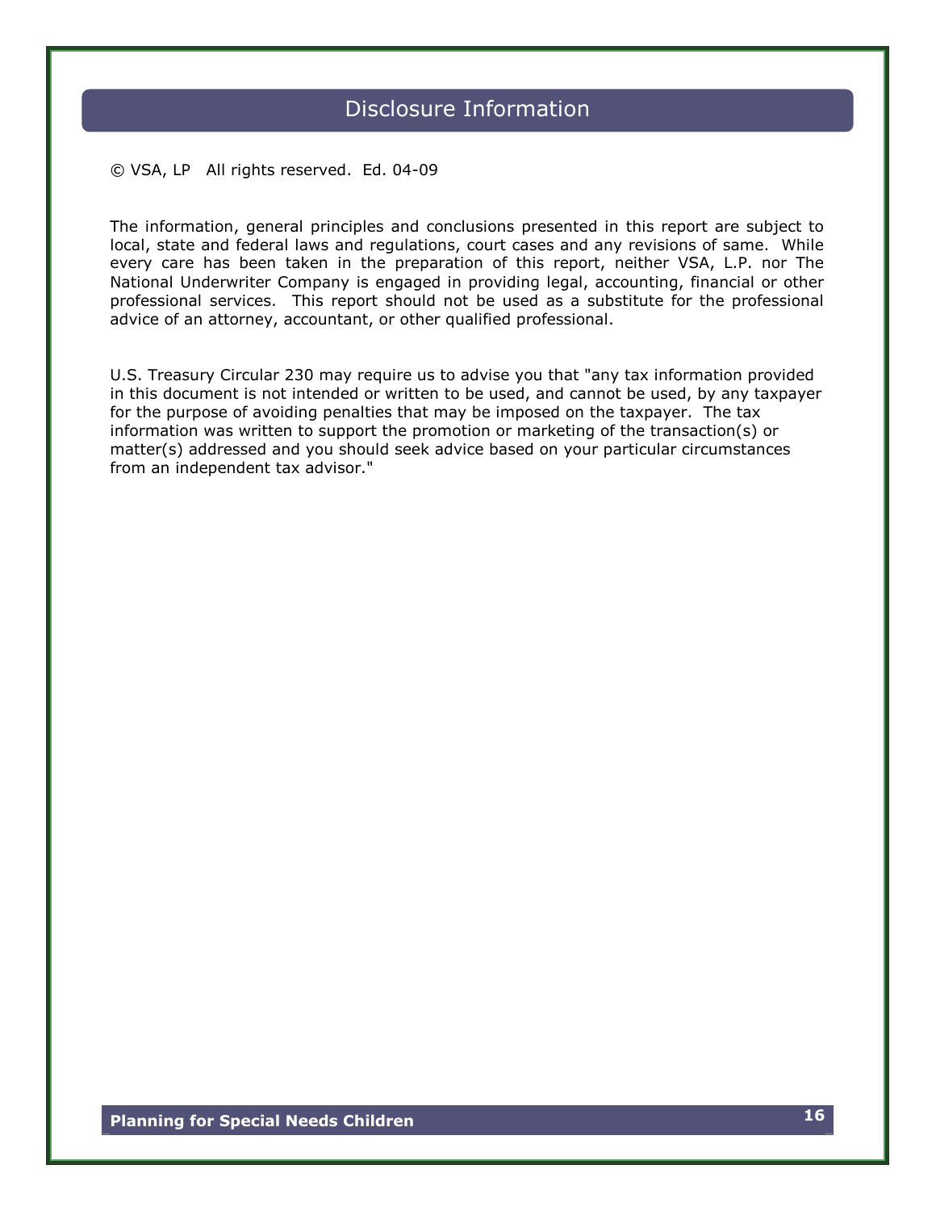## Disclosure Information

© VSA, LP All rights reserved. Ed. 04-09

The information, general principles and conclusions presented in this report are subject to local, state and federal laws and regulations, court cases and any revisions of same. While every care has been taken in the preparation of this report, neither VSA, L.P. nor The National Underwriter Company is engaged in providing legal, accounting, financial or other professional services. This report should not be used as a substitute for the professional advice of an attorney, accountant, or other qualified professional.

U.S. Treasury Circular 230 may require us to advise you that "any tax information provided in this document is not intended or written to be used, and cannot be used, by any taxpayer for the purpose of avoiding penalties that may be imposed on the taxpayer. The tax information was written to support the promotion or marketing of the transaction(s) or matter(s) addressed and you should seek advice based on your particular circumstances from an independent tax advisor."